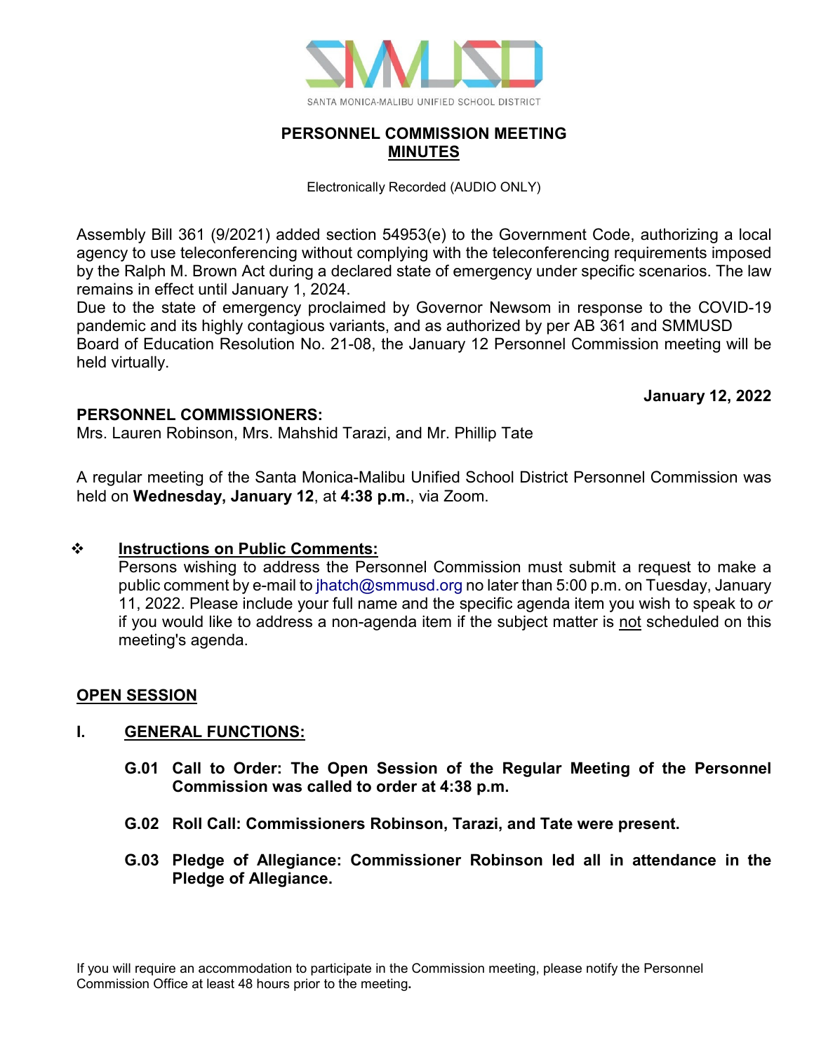SANTA MONICA-MALIBU UNIFIED SCHOOL DISTRICT

# PERSONNEL COMMISSION MEETING
## MINUTES

Electronically Recorded (AUDIO ONLY)

Assembly Bill 361 (9/2021) added section 54953(e) to the Government Code, authorizing a local agency to use teleconferencing without complying with the teleconferencing requirements imposed by the Ralph M. Brown Act during a declared state of emergency under specific scenarios. The law remains in effect until January 1, 2024.
Due to the state of emergency proclaimed by Governor Newsom in response to the COVID-19 pandemic and its highly contagious variants, and as authorized by per AB 361 and SMMUSD Board of Education Resolution No. 21-08, the January 12 Personnel Commission meeting will be held virtually.

**January 12, 2022**

**PERSONNEL COMMISSIONERS:**
Mrs. Lauren Robinson, Mrs. Mahshid Tarazi, and Mr. Phillip Tate

A regular meeting of the Santa Monica-Malibu Unified School District Personnel Commission was held on **Wednesday, January 12**, at **4:38 p.m.**, via Zoom.

❖ **Instructions on Public Comments:**
Persons wishing to address the Personnel Commission must submit a request to make a public comment by e-mail to jhatch@smmusd.org no later than 5:00 p.m. on Tuesday, January 11, 2022. Please include your full name and the specific agenda item you wish to speak to *or* if you would like to address a non-agenda item if the subject matter is not scheduled on this meeting's agenda.

## OPEN SESSION

### I. GENERAL FUNCTIONS:

**G.01 Call to Order: The Open Session of the Regular Meeting of the Personnel Commission was called to order at 4:38 p.m.**

**G.02 Roll Call: Commissioners Robinson, Tarazi, and Tate were present.**

**G.03 Pledge of Allegiance: Commissioner Robinson led all in attendance in the Pledge of Allegiance.**

If you will require an accommodation to participate in the Commission meeting, please notify the Personnel Commission Office at least 48 hours prior to the meeting**.**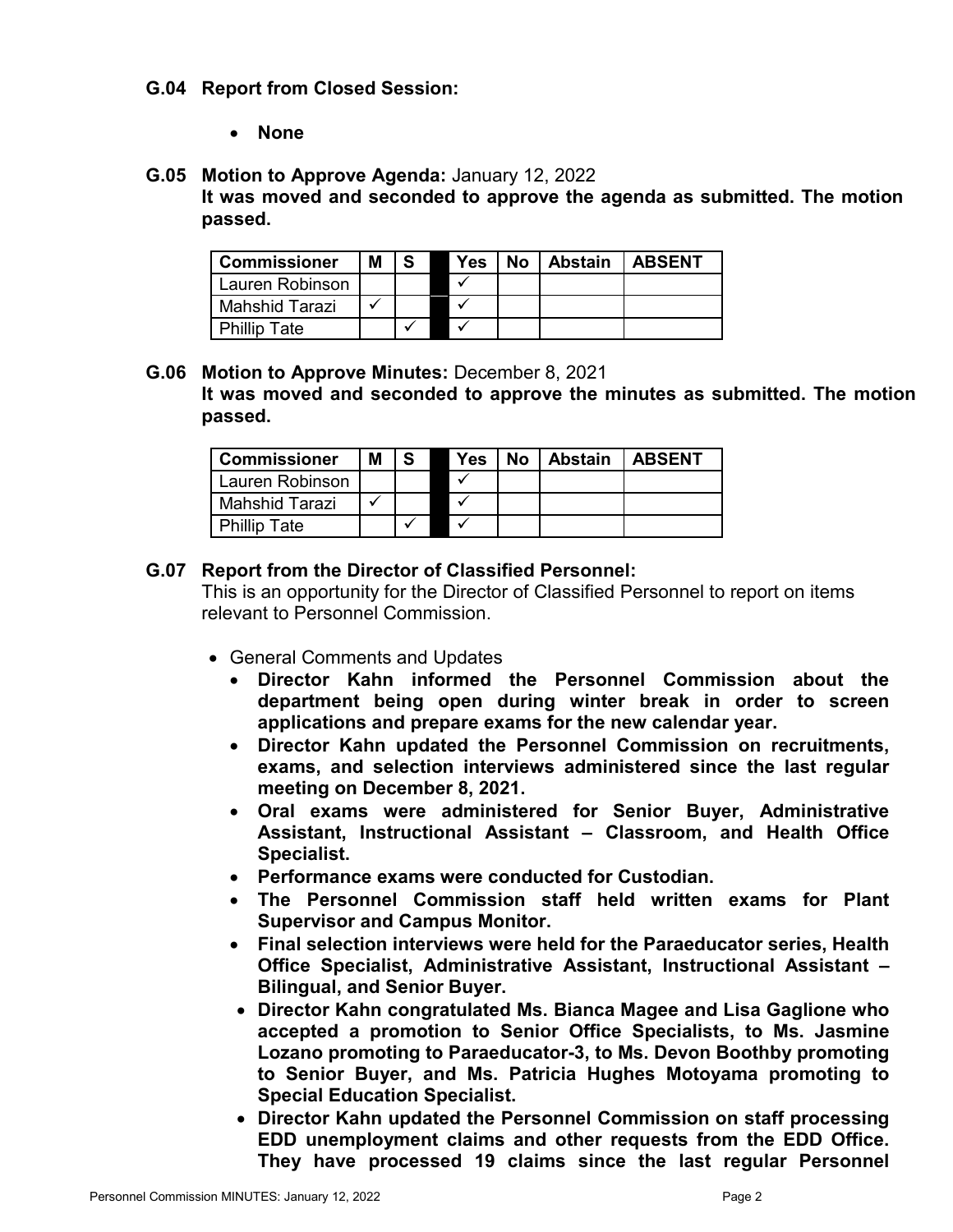**G.04 Report from Closed Session:**

- **None**

**G.05 Motion to Approve Agenda:** January 12, 2022

**It was moved and seconded to approve the agenda as submitted. The motion passed.**

| Commissioner | M | S | | Yes | No | Abstain | ABSENT |
|---|---|---|---|---|---|---|---|
| Lauren Robinson | | | | ✓ | | | |
| Mahshid Tarazi | ✓ | | | ✓ | | | |
| Phillip Tate | | ✓ | | ✓ | | | |

**G.06 Motion to Approve Minutes:** December 8, 2021

**It was moved and seconded to approve the minutes as submitted. The motion passed.**

| Commissioner | M | S | | Yes | No | Abstain | ABSENT |
|---|---|---|---|---|---|---|---|
| Lauren Robinson | | | | ✓ | | | |
| Mahshid Tarazi | ✓ | | | ✓ | | | |
| Phillip Tate | | ✓ | | ✓ | | | |

**G.07 Report from the Director of Classified Personnel:**

This is an opportunity for the Director of Classified Personnel to report on items relevant to Personnel Commission.

- General Comments and Updates
  - **Director Kahn informed the Personnel Commission about the department being open during winter break in order to screen applications and prepare exams for the new calendar year.**
  - **Director Kahn updated the Personnel Commission on recruitments, exams, and selection interviews administered since the last regular meeting on December 8, 2021.**
  - **Oral exams were administered for Senior Buyer, Administrative Assistant, Instructional Assistant – Classroom, and Health Office Specialist.**
  - **Performance exams were conducted for Custodian.**
  - **The Personnel Commission staff held written exams for Plant Supervisor and Campus Monitor.**
  - **Final selection interviews were held for the Paraeducator series, Health Office Specialist, Administrative Assistant, Instructional Assistant – Bilingual, and Senior Buyer.**
  - **Director Kahn congratulated Ms. Bianca Magee and Lisa Gaglione who accepted a promotion to Senior Office Specialists, to Ms. Jasmine Lozano promoting to Paraeducator-3, to Ms. Devon Boothby promoting to Senior Buyer, and Ms. Patricia Hughes Motoyama promoting to Special Education Specialist.**
  - **Director Kahn updated the Personnel Commission on staff processing EDD unemployment claims and other requests from the EDD Office. They have processed 19 claims since the last regular Personnel**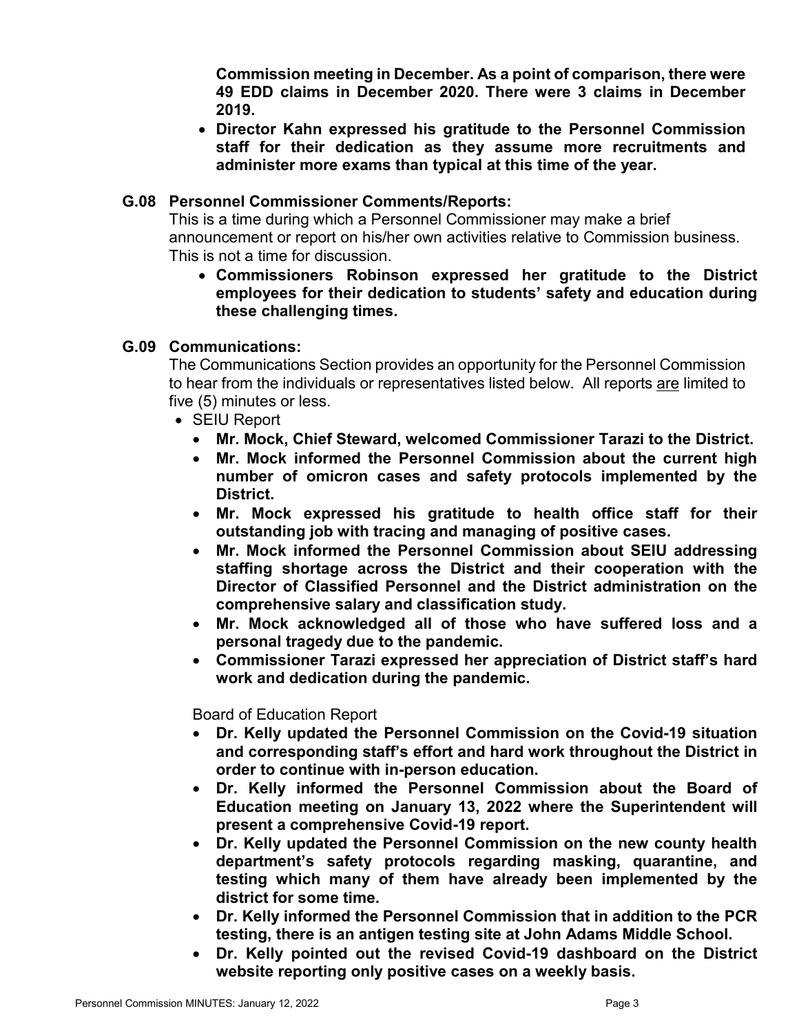**Commission meeting in December. As a point of comparison, there were 49 EDD claims in December 2020. There were 3 claims in December 2019.**

- **Director Kahn expressed his gratitude to the Personnel Commission staff for their dedication as they assume more recruitments and administer more exams than typical at this time of the year.**

### G.08 Personnel Commissioner Comments/Reports:

This is a time during which a Personnel Commissioner may make a brief announcement or report on his/her own activities relative to Commission business. This is not a time for discussion.

- **Commissioners Robinson expressed her gratitude to the District employees for their dedication to students' safety and education during these challenging times.**

### G.09 Communications:

The Communications Section provides an opportunity for the Personnel Commission to hear from the individuals or representatives listed below. All reports are limited to five (5) minutes or less.

- SEIU Report
  - **Mr. Mock, Chief Steward, welcomed Commissioner Tarazi to the District.**
  - **Mr. Mock informed the Personnel Commission about the current high number of omicron cases and safety protocols implemented by the District.**
  - **Mr. Mock expressed his gratitude to health office staff for their outstanding job with tracing and managing of positive cases.**
  - **Mr. Mock informed the Personnel Commission about SEIU addressing staffing shortage across the District and their cooperation with the Director of Classified Personnel and the District administration on the comprehensive salary and classification study.**
  - **Mr. Mock acknowledged all of those who have suffered loss and a personal tragedy due to the pandemic.**
  - **Commissioner Tarazi expressed her appreciation of District staff's hard work and dedication during the pandemic.**

Board of Education Report

- **Dr. Kelly updated the Personnel Commission on the Covid-19 situation and corresponding staff's effort and hard work throughout the District in order to continue with in-person education.**
- **Dr. Kelly informed the Personnel Commission about the Board of Education meeting on January 13, 2022 where the Superintendent will present a comprehensive Covid-19 report.**
- **Dr. Kelly updated the Personnel Commission on the new county health department's safety protocols regarding masking, quarantine, and testing which many of them have already been implemented by the district for some time.**
- **Dr. Kelly informed the Personnel Commission that in addition to the PCR testing, there is an antigen testing site at John Adams Middle School.**
- **Dr. Kelly pointed out the revised Covid-19 dashboard on the District website reporting only positive cases on a weekly basis.**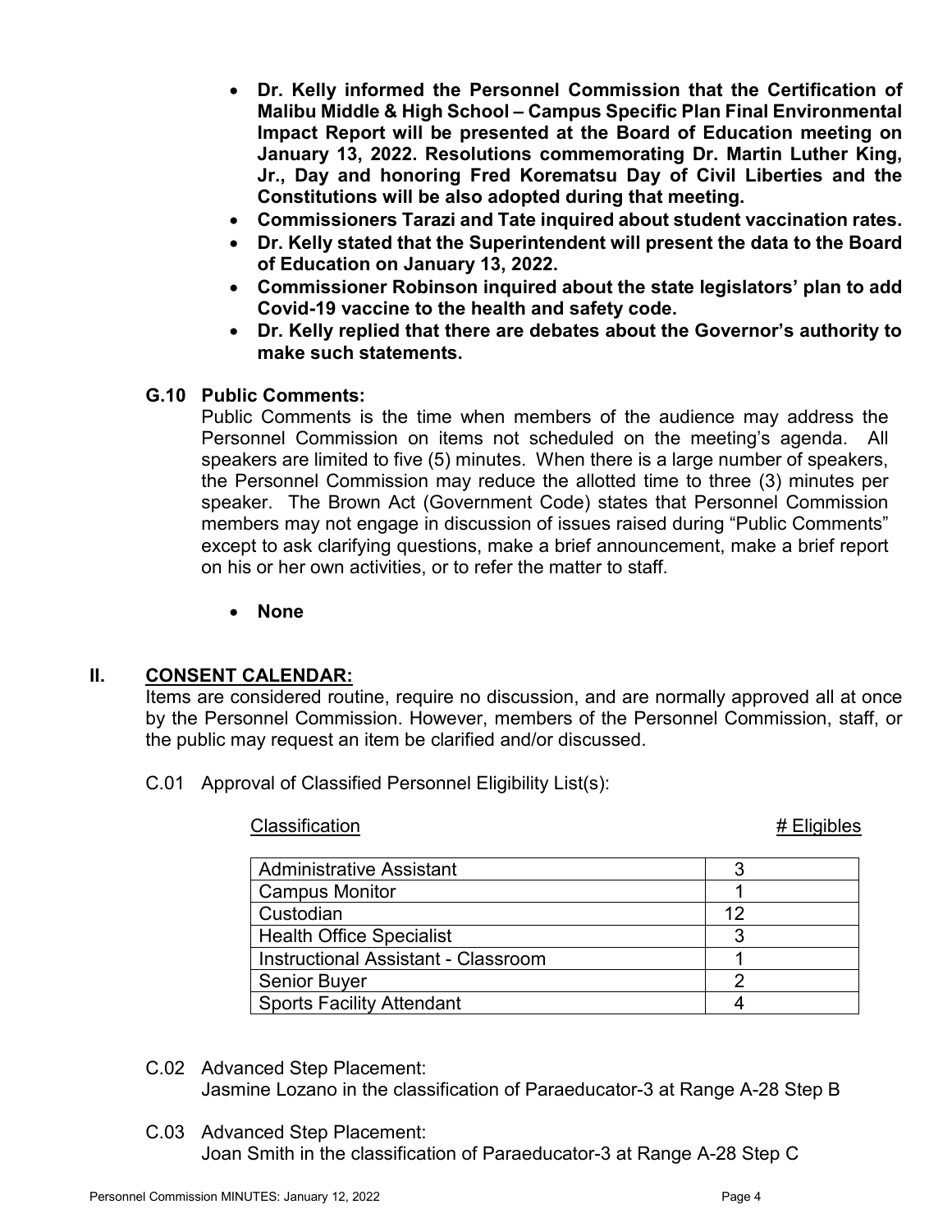- **Dr. Kelly informed the Personnel Commission that the Certification of Malibu Middle & High School – Campus Specific Plan Final Environmental Impact Report will be presented at the Board of Education meeting on January 13, 2022. Resolutions commemorating Dr. Martin Luther King, Jr., Day and honoring Fred Korematsu Day of Civil Liberties and the Constitutions will be also adopted during that meeting.**
- **Commissioners Tarazi and Tate inquired about student vaccination rates.**
- **Dr. Kelly stated that the Superintendent will present the data to the Board of Education on January 13, 2022.**
- **Commissioner Robinson inquired about the state legislators' plan to add Covid-19 vaccine to the health and safety code.**
- **Dr. Kelly replied that there are debates about the Governor's authority to make such statements.**

### G.10 Public Comments:

Public Comments is the time when members of the audience may address the Personnel Commission on items not scheduled on the meeting's agenda. All speakers are limited to five (5) minutes. When there is a large number of speakers, the Personnel Commission may reduce the allotted time to three (3) minutes per speaker. The Brown Act (Government Code) states that Personnel Commission members may not engage in discussion of issues raised during "Public Comments" except to ask clarifying questions, make a brief announcement, make a brief report on his or her own activities, or to refer the matter to staff.

- **None**

## II. CONSENT CALENDAR:

Items are considered routine, require no discussion, and are normally approved all at once by the Personnel Commission. However, members of the Personnel Commission, staff, or the public may request an item be clarified and/or discussed.

C.01 Approval of Classified Personnel Eligibility List(s):

| Classification | # Eligibles |
|---|---|
| Administrative Assistant | 3 |
| Campus Monitor | 1 |
| Custodian | 12 |
| Health Office Specialist | 3 |
| Instructional Assistant - Classroom | 1 |
| Senior Buyer | 2 |
| Sports Facility Attendant | 4 |

C.02 Advanced Step Placement:
Jasmine Lozano in the classification of Paraeducator-3 at Range A-28 Step B

C.03 Advanced Step Placement:
Joan Smith in the classification of Paraeducator-3 at Range A-28 Step C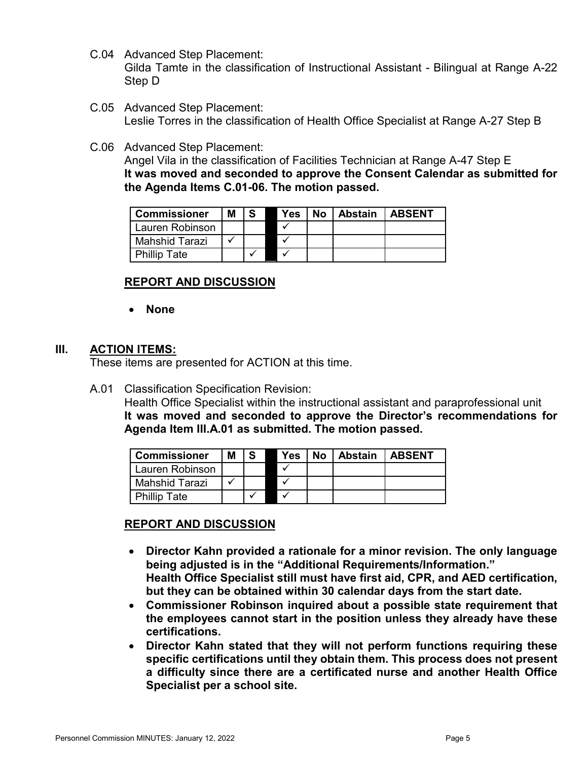C.04 Advanced Step Placement:
Gilda Tamte in the classification of Instructional Assistant - Bilingual at Range A-22 Step D

C.05 Advanced Step Placement:
Leslie Torres in the classification of Health Office Specialist at Range A-27 Step B

C.06 Advanced Step Placement:
Angel Vila in the classification of Facilities Technician at Range A-47 Step E
**It was moved and seconded to approve the Consent Calendar as submitted for the Agenda Items C.01-06. The motion passed.**

| Commissioner | M | S | | Yes | No | Abstain | ABSENT |
|---|---|---|---|---|---|---|---|
| Lauren Robinson | | | | ✓ | | | |
| Mahshid Tarazi | ✓ | | | ✓ | | | |
| Phillip Tate | | ✓ | | ✓ | | | |

**REPORT AND DISCUSSION**

- **None**

## III. ACTION ITEMS:

These items are presented for ACTION at this time.

A.01 Classification Specification Revision:
Health Office Specialist within the instructional assistant and paraprofessional unit
**It was moved and seconded to approve the Director's recommendations for Agenda Item III.A.01 as submitted. The motion passed.**

| Commissioner | M | S | | Yes | No | Abstain | ABSENT |
|---|---|---|---|---|---|---|---|
| Lauren Robinson | | | | ✓ | | | |
| Mahshid Tarazi | ✓ | | | ✓ | | | |
| Phillip Tate | | ✓ | | ✓ | | | |

**REPORT AND DISCUSSION**

- **Director Kahn provided a rationale for a minor revision. The only language being adjusted is in the "Additional Requirements/Information." Health Office Specialist still must have first aid, CPR, and AED certification, but they can be obtained within 30 calendar days from the start date.**
- **Commissioner Robinson inquired about a possible state requirement that the employees cannot start in the position unless they already have these certifications.**
- **Director Kahn stated that they will not perform functions requiring these specific certifications until they obtain them. This process does not present a difficulty since there are a certificated nurse and another Health Office Specialist per a school site.**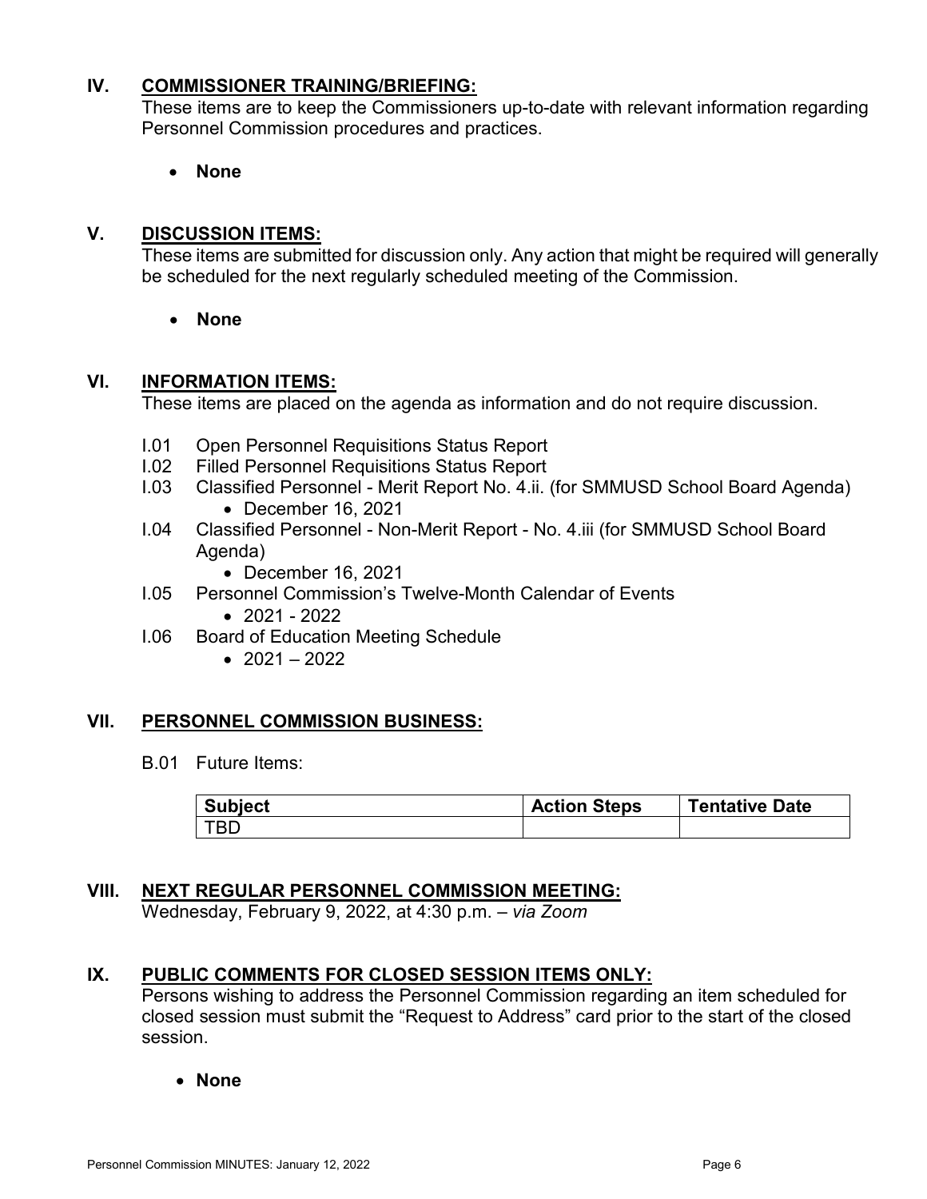## IV. COMMISSIONER TRAINING/BRIEFING:

These items are to keep the Commissioners up-to-date with relevant information regarding Personnel Commission procedures and practices.

- **None**

## V. DISCUSSION ITEMS:

These items are submitted for discussion only. Any action that might be required will generally be scheduled for the next regularly scheduled meeting of the Commission.

- **None**

## VI. INFORMATION ITEMS:

These items are placed on the agenda as information and do not require discussion.

- I.01 Open Personnel Requisitions Status Report
- I.02 Filled Personnel Requisitions Status Report
- I.03 Classified Personnel - Merit Report No. 4.ii. (for SMMUSD School Board Agenda)
  - December 16, 2021
- I.04 Classified Personnel - Non-Merit Report - No. 4.iii (for SMMUSD School Board Agenda)
  - December 16, 2021
- I.05 Personnel Commission's Twelve-Month Calendar of Events
  - 2021 - 2022
- I.06 Board of Education Meeting Schedule
  - 2021 – 2022

## VII. PERSONNEL COMMISSION BUSINESS:

B.01 Future Items:

| Subject | Action Steps | Tentative Date |
|---|---|---|
| TBD | | |

## VIII. NEXT REGULAR PERSONNEL COMMISSION MEETING:

Wednesday, February 9, 2022, at 4:30 p.m. – *via Zoom*

## IX. PUBLIC COMMENTS FOR CLOSED SESSION ITEMS ONLY:

Persons wishing to address the Personnel Commission regarding an item scheduled for closed session must submit the "Request to Address" card prior to the start of the closed session.

- **None**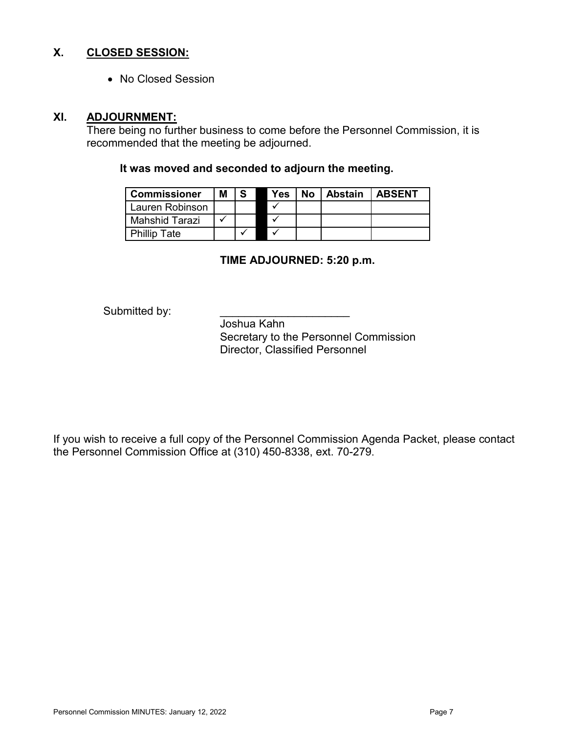## X. CLOSED SESSION:

- No Closed Session

## XI. ADJOURNMENT:

There being no further business to come before the Personnel Commission, it is recommended that the meeting be adjourned.

**It was moved and seconded to adjourn the meeting.**

| Commissioner | M | S | | Yes | No | Abstain | ABSENT |
|---|---|---|---|---|---|---|---|
| Lauren Robinson | | | | ✓ | | | |
| Mahshid Tarazi | ✓ | | | ✓ | | | |
| Phillip Tate | | ✓ | | ✓ | | | |

**TIME ADJOURNED: 5:20 p.m.**

Submitted by: _____________________

Joshua Kahn
Secretary to the Personnel Commission
Director, Classified Personnel

If you wish to receive a full copy of the Personnel Commission Agenda Packet, please contact the Personnel Commission Office at (310) 450-8338, ext. 70-279.